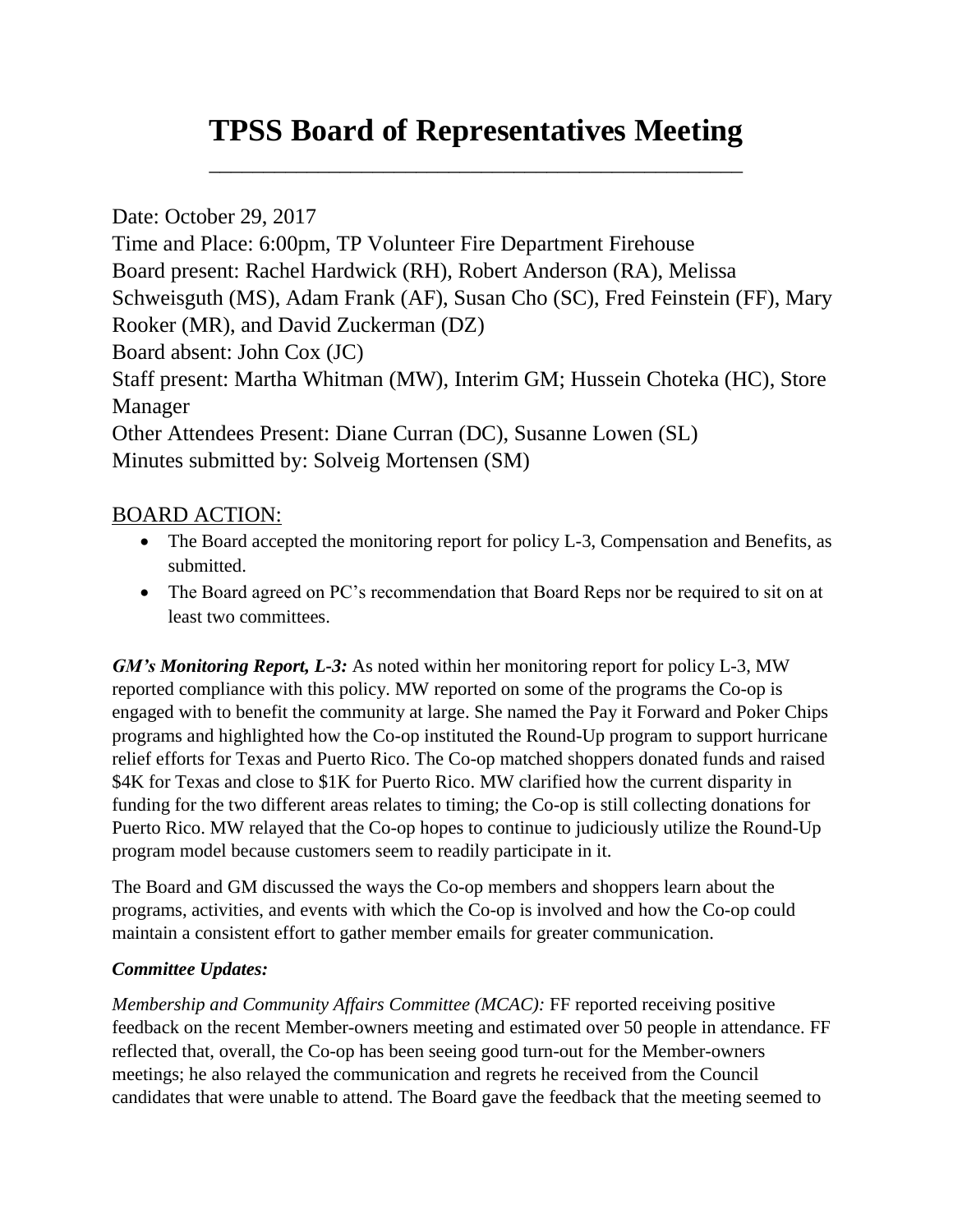# TPSS Board of Representatives Meeting

Date: October 29, 2017
Time and Place: 6:00pm, TP Volunteer Fire Department Firehouse
Board present: Rachel Hardwick (RH), Robert Anderson (RA), Melissa Schweisguth (MS), Adam Frank (AF), Susan Cho (SC), Fred Feinstein (FF), Mary Rooker (MR), and David Zuckerman (DZ)
Board absent: John Cox (JC)
Staff present: Martha Whitman (MW), Interim GM; Hussein Choteka (HC), Store Manager
Other Attendees Present: Diane Curran (DC), Susanne Lowen (SL)
Minutes submitted by: Solveig Mortensen (SM)

## BOARD ACTION:

- The Board accepted the monitoring report for policy L-3, Compensation and Benefits, as submitted.
- The Board agreed on PC's recommendation that Board Reps nor be required to sit on at least two committees.

***GM's Monitoring Report, L-3:*** As noted within her monitoring report for policy L-3, MW reported compliance with this policy. MW reported on some of the programs the Co-op is engaged with to benefit the community at large. She named the Pay it Forward and Poker Chips programs and highlighted how the Co-op instituted the Round-Up program to support hurricane relief efforts for Texas and Puerto Rico. The Co-op matched shoppers donated funds and raised $4K for Texas and close to $1K for Puerto Rico. MW clarified how the current disparity in funding for the two different areas relates to timing; the Co-op is still collecting donations for Puerto Rico. MW relayed that the Co-op hopes to continue to judiciously utilize the Round-Up program model because customers seem to readily participate in it.

The Board and GM discussed the ways the Co-op members and shoppers learn about the programs, activities, and events with which the Co-op is involved and how the Co-op could maintain a consistent effort to gather member emails for greater communication.

***Committee Updates:***

*Membership and Community Affairs Committee (MCAC):* FF reported receiving positive feedback on the recent Member-owners meeting and estimated over 50 people in attendance. FF reflected that, overall, the Co-op has been seeing good turn-out for the Member-owners meetings; he also relayed the communication and regrets he received from the Council candidates that were unable to attend. The Board gave the feedback that the meeting seemed to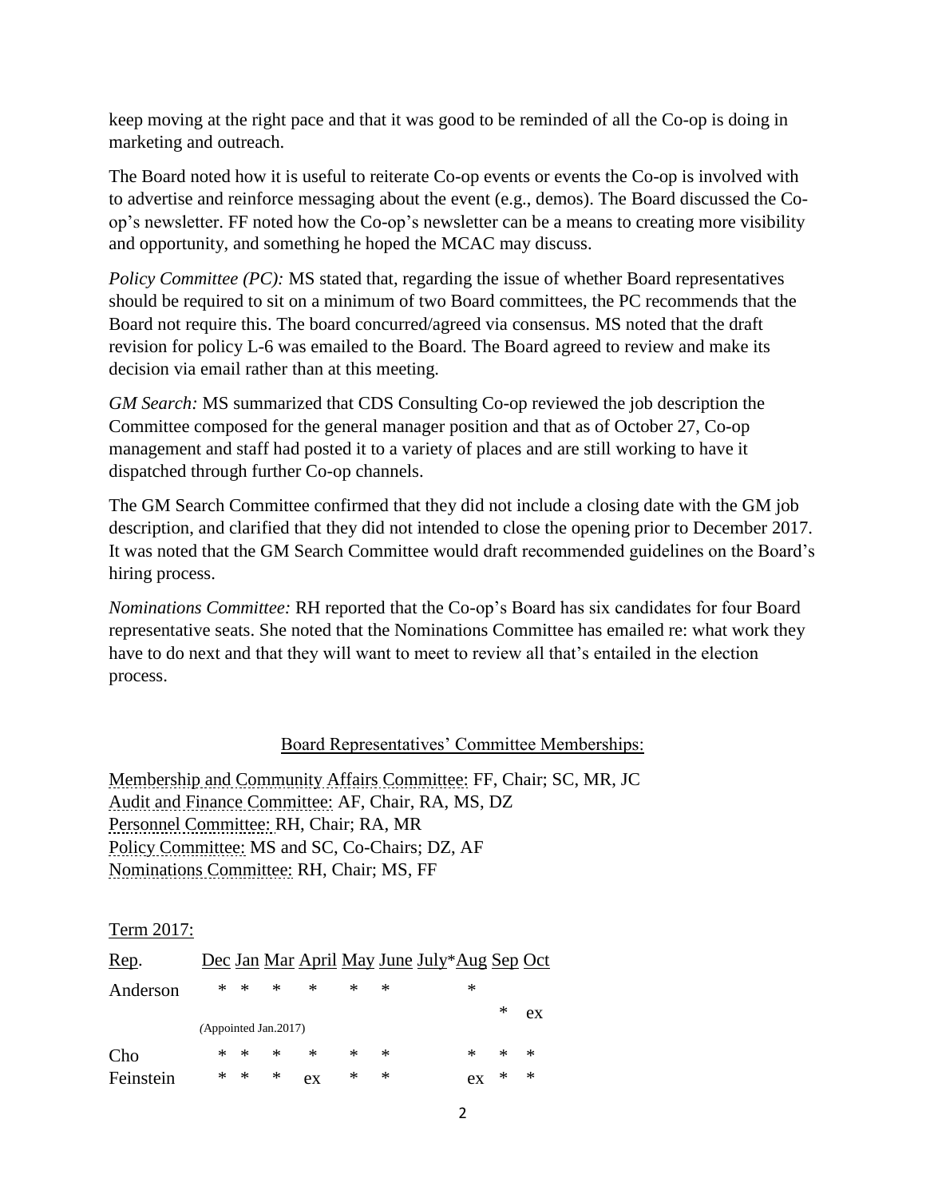keep moving at the right pace and that it was good to be reminded of all the Co-op is doing in marketing and outreach.

The Board noted how it is useful to reiterate Co-op events or events the Co-op is involved with to advertise and reinforce messaging about the event (e.g., demos). The Board discussed the Co-op's newsletter. FF noted how the Co-op's newsletter can be a means to creating more visibility and opportunity, and something he hoped the MCAC may discuss.

*Policy Committee (PC):* MS stated that, regarding the issue of whether Board representatives should be required to sit on a minimum of two Board committees, the PC recommends that the Board not require this. The board concurred/agreed via consensus. MS noted that the draft revision for policy L-6 was emailed to the Board. The Board agreed to review and make its decision via email rather than at this meeting.

*GM Search:* MS summarized that CDS Consulting Co-op reviewed the job description the Committee composed for the general manager position and that as of October 27, Co-op management and staff had posted it to a variety of places and are still working to have it dispatched through further Co-op channels.

The GM Search Committee confirmed that they did not include a closing date with the GM job description, and clarified that they did not intended to close the opening prior to December 2017. It was noted that the GM Search Committee would draft recommended guidelines on the Board's hiring process.

*Nominations Committee:* RH reported that the Co-op's Board has six candidates for four Board representative seats. She noted that the Nominations Committee has emailed re: what work they have to do next and that they will want to meet to review all that's entailed in the election process.

## Board Representatives' Committee Memberships:

Membership and Community Affairs Committee: FF, Chair; SC, MR, JC
Audit and Finance Committee: AF, Chair, RA, MS, DZ
Personnel Committee: RH, Chair; RA, MR
Policy Committee: MS and SC, Co-Chairs; DZ, AF
Nominations Committee: RH, Chair; MS, FF

Term 2017:

| Rep. | Dec | Jan | Mar | April | May | June | July* | Aug | Sep | Oct |
|---|---|---|---|---|---|---|---|---|---|---|
| Anderson | * | * | * | * | * | * | | * | | |
| (Appointed Jan.2017) | | | | | | | | | * | ex |
| Cho | * | * | * | * | * | * | | * | * | * |
| Feinstein | * | * | * | ex | * | * | | ex | * | * |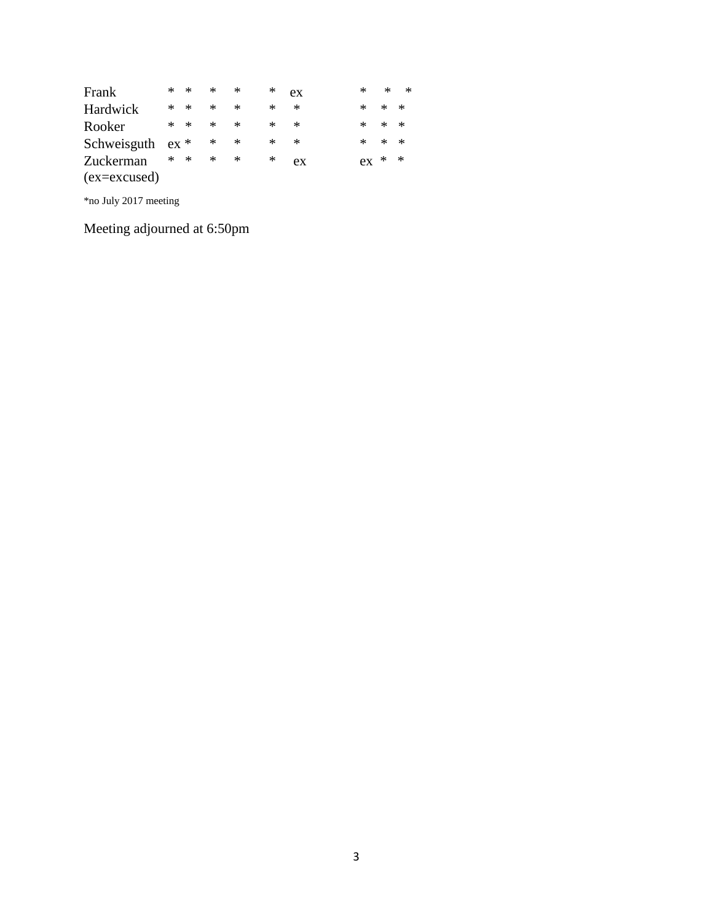| | | | | | | | | | |
|---|---|---|---|---|---|---|---|---|---|
| Frank | * | * | * | * | * | ex | * | * | * |
| Hardwick | * | * | * | * | * | * | * | * | * |
| Rooker | * | * | * | * | * | * | * | * | * |
| Schweisguth | ex | * | * | * | * | * | * | * | * |
| Zuckerman | * | * | * | * | * | ex | ex | * | * |

(ex=excused)

*no July 2017 meeting

Meeting adjourned at 6:50pm